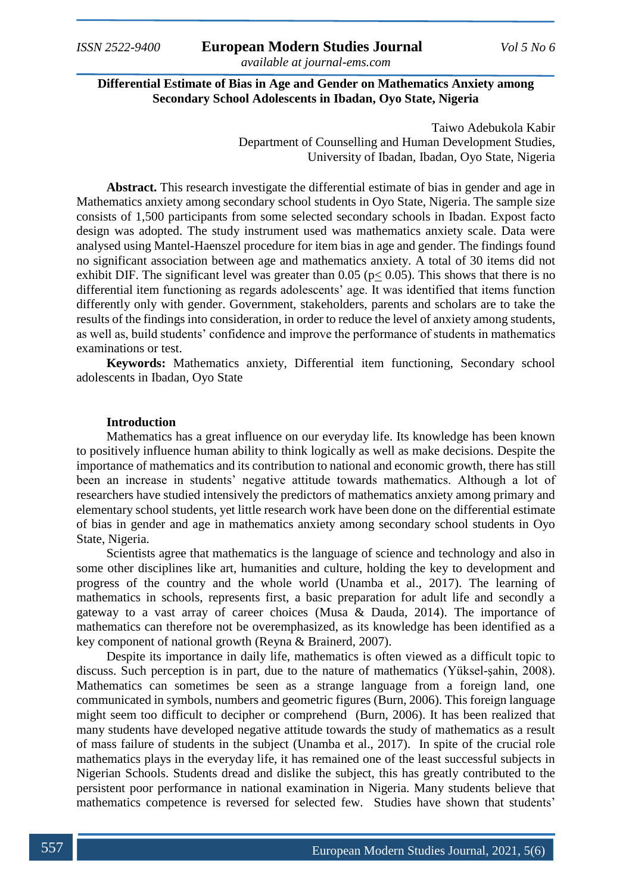# Differential Estimate of Bias in Age and Gender on Mathematics Anxiety among Secondary School Adolescents in Ibadan, Oyo State, Nigeria

Taiwo Adebukola Kabir
Department of Counselling and Human Development Studies,
University of Ibadan, Ibadan, Oyo State, Nigeria

**Abstract.** This research investigate the differential estimate of bias in gender and age in Mathematics anxiety among secondary school students in Oyo State, Nigeria. The sample size consists of 1,500 participants from some selected secondary schools in Ibadan. Expost facto design was adopted. The study instrument used was mathematics anxiety scale. Data were analysed using Mantel-Haenszel procedure for item bias in age and gender. The findings found no significant association between age and mathematics anxiety. A total of 30 items did not exhibit DIF. The significant level was greater than 0.05 ($p \leq 0.05$). This shows that there is no differential item functioning as regards adolescents' age. It was identified that items function differently only with gender. Government, stakeholders, parents and scholars are to take the results of the findings into consideration, in order to reduce the level of anxiety among students, as well as, build students' confidence and improve the performance of students in mathematics examinations or test.

**Keywords:** Mathematics anxiety, Differential item functioning, Secondary school adolescents in Ibadan, Oyo State

## Introduction

Mathematics has a great influence on our everyday life. Its knowledge has been known to positively influence human ability to think logically as well as make decisions. Despite the importance of mathematics and its contribution to national and economic growth, there has still been an increase in students' negative attitude towards mathematics. Although a lot of researchers have studied intensively the predictors of mathematics anxiety among primary and elementary school students, yet little research work have been done on the differential estimate of bias in gender and age in mathematics anxiety among secondary school students in Oyo State, Nigeria.

Scientists agree that mathematics is the language of science and technology and also in some other disciplines like art, humanities and culture, holding the key to development and progress of the country and the whole world (Unamba et al., 2017). The learning of mathematics in schools, represents first, a basic preparation for adult life and secondly a gateway to a vast array of career choices (Musa & Dauda, 2014). The importance of mathematics can therefore not be overemphasized, as its knowledge has been identified as a key component of national growth (Reyna & Brainerd, 2007).

Despite its importance in daily life, mathematics is often viewed as a difficult topic to discuss. Such perception is in part, due to the nature of mathematics (Yüksel-şahin, 2008). Mathematics can sometimes be seen as a strange language from a foreign land, one communicated in symbols, numbers and geometric figures (Burn, 2006). This foreign language might seem too difficult to decipher or comprehend (Burn, 2006). It has been realized that many students have developed negative attitude towards the study of mathematics as a result of mass failure of students in the subject (Unamba et al., 2017). In spite of the crucial role mathematics plays in the everyday life, it has remained one of the least successful subjects in Nigerian Schools. Students dread and dislike the subject, this has greatly contributed to the persistent poor performance in national examination in Nigeria. Many students believe that mathematics competence is reversed for selected few. Studies have shown that students'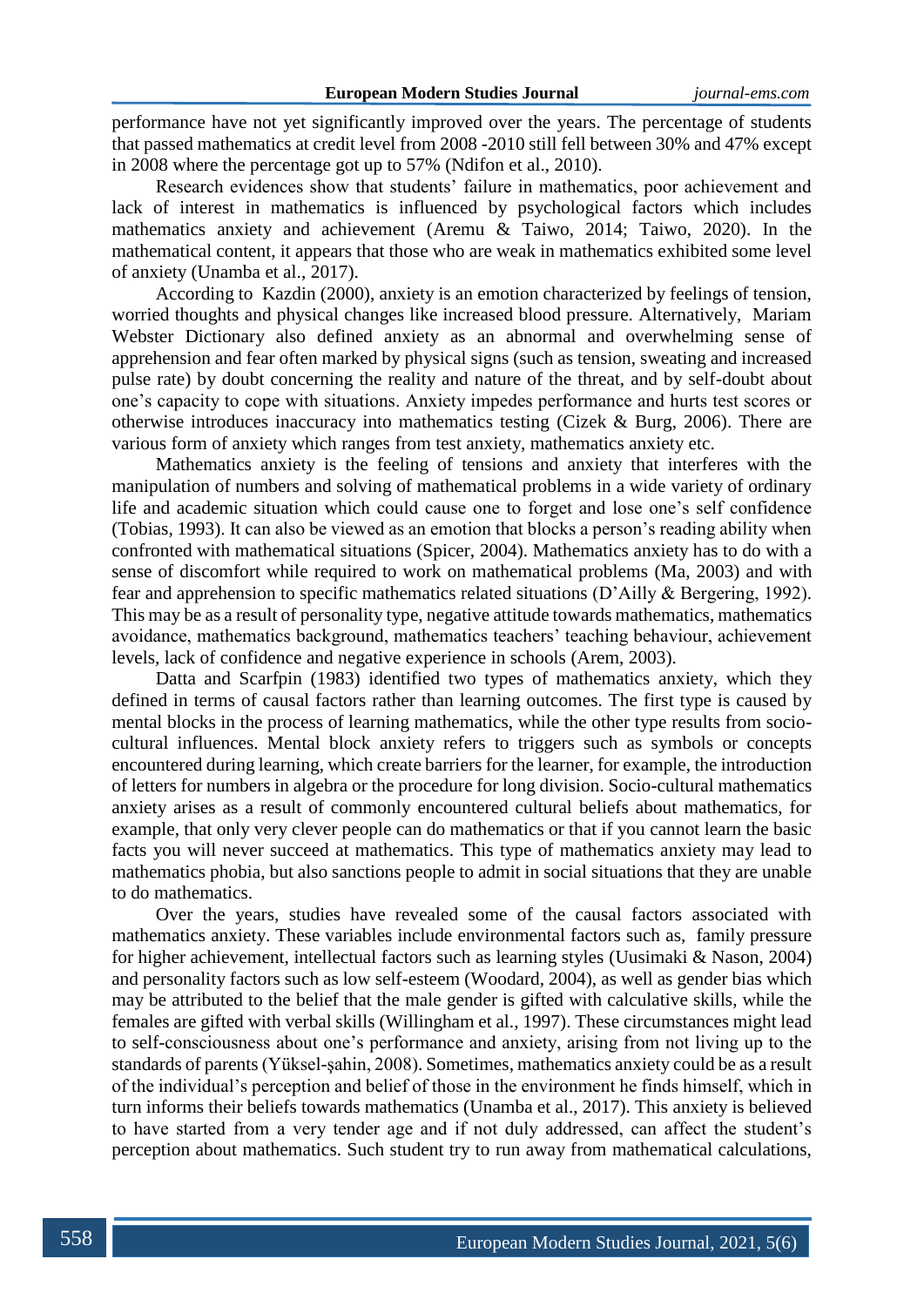performance have not yet significantly improved over the years. The percentage of students that passed mathematics at credit level from 2008 -2010 still fell between 30% and 47% except in 2008 where the percentage got up to 57% (Ndifon et al., 2010).

Research evidences show that students' failure in mathematics, poor achievement and lack of interest in mathematics is influenced by psychological factors which includes mathematics anxiety and achievement (Aremu & Taiwo, 2014; Taiwo, 2020). In the mathematical content, it appears that those who are weak in mathematics exhibited some level of anxiety (Unamba et al., 2017).

According to Kazdin (2000), anxiety is an emotion characterized by feelings of tension, worried thoughts and physical changes like increased blood pressure. Alternatively, Mariam Webster Dictionary also defined anxiety as an abnormal and overwhelming sense of apprehension and fear often marked by physical signs (such as tension, sweating and increased pulse rate) by doubt concerning the reality and nature of the threat, and by self-doubt about one's capacity to cope with situations. Anxiety impedes performance and hurts test scores or otherwise introduces inaccuracy into mathematics testing (Cizek & Burg, 2006). There are various form of anxiety which ranges from test anxiety, mathematics anxiety etc.

Mathematics anxiety is the feeling of tensions and anxiety that interferes with the manipulation of numbers and solving of mathematical problems in a wide variety of ordinary life and academic situation which could cause one to forget and lose one's self confidence (Tobias, 1993). It can also be viewed as an emotion that blocks a person's reading ability when confronted with mathematical situations (Spicer, 2004). Mathematics anxiety has to do with a sense of discomfort while required to work on mathematical problems (Ma, 2003) and with fear and apprehension to specific mathematics related situations (D'Ailly & Bergering, 1992). This may be as a result of personality type, negative attitude towards mathematics, mathematics avoidance, mathematics background, mathematics teachers' teaching behaviour, achievement levels, lack of confidence and negative experience in schools (Arem, 2003).

Datta and Scarfpin (1983) identified two types of mathematics anxiety, which they defined in terms of causal factors rather than learning outcomes. The first type is caused by mental blocks in the process of learning mathematics, while the other type results from socio-cultural influences. Mental block anxiety refers to triggers such as symbols or concepts encountered during learning, which create barriers for the learner, for example, the introduction of letters for numbers in algebra or the procedure for long division. Socio-cultural mathematics anxiety arises as a result of commonly encountered cultural beliefs about mathematics, for example, that only very clever people can do mathematics or that if you cannot learn the basic facts you will never succeed at mathematics. This type of mathematics anxiety may lead to mathematics phobia, but also sanctions people to admit in social situations that they are unable to do mathematics.

Over the years, studies have revealed some of the causal factors associated with mathematics anxiety. These variables include environmental factors such as, family pressure for higher achievement, intellectual factors such as learning styles (Uusimaki & Nason, 2004) and personality factors such as low self-esteem (Woodard, 2004), as well as gender bias which may be attributed to the belief that the male gender is gifted with calculative skills, while the females are gifted with verbal skills (Willingham et al., 1997). These circumstances might lead to self-consciousness about one's performance and anxiety, arising from not living up to the standards of parents (Yüksel-şahin, 2008). Sometimes, mathematics anxiety could be as a result of the individual's perception and belief of those in the environment he finds himself, which in turn informs their beliefs towards mathematics (Unamba et al., 2017). This anxiety is believed to have started from a very tender age and if not duly addressed, can affect the student's perception about mathematics. Such student try to run away from mathematical calculations,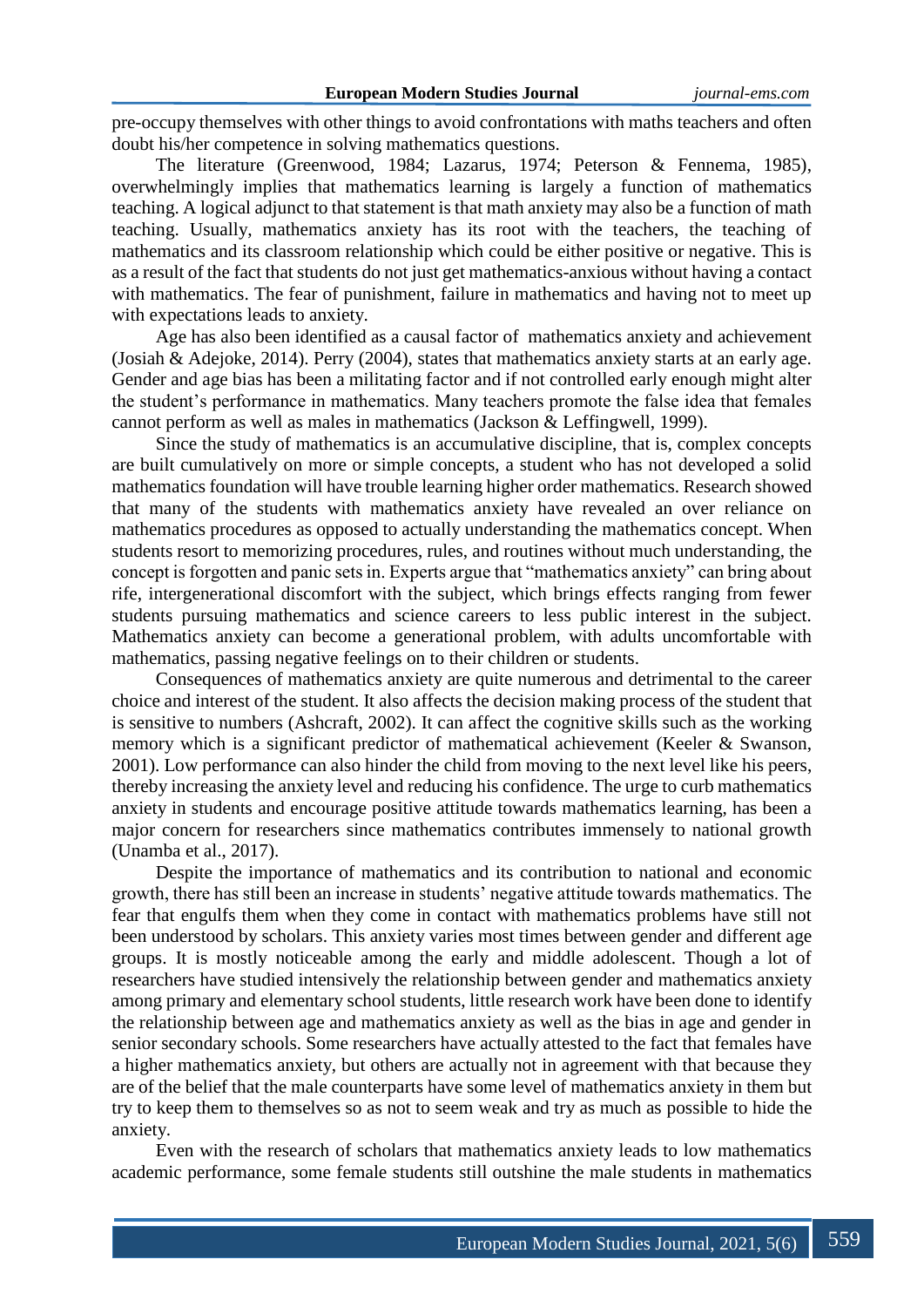pre-occupy themselves with other things to avoid confrontations with maths teachers and often doubt his/her competence in solving mathematics questions.

The literature (Greenwood, 1984; Lazarus, 1974; Peterson & Fennema, 1985), overwhelmingly implies that mathematics learning is largely a function of mathematics teaching. A logical adjunct to that statement is that math anxiety may also be a function of math teaching. Usually, mathematics anxiety has its root with the teachers, the teaching of mathematics and its classroom relationship which could be either positive or negative. This is as a result of the fact that students do not just get mathematics-anxious without having a contact with mathematics. The fear of punishment, failure in mathematics and having not to meet up with expectations leads to anxiety.

Age has also been identified as a causal factor of mathematics anxiety and achievement (Josiah & Adejoke, 2014). Perry (2004), states that mathematics anxiety starts at an early age. Gender and age bias has been a militating factor and if not controlled early enough might alter the student's performance in mathematics. Many teachers promote the false idea that females cannot perform as well as males in mathematics (Jackson & Leffingwell, 1999).

Since the study of mathematics is an accumulative discipline, that is, complex concepts are built cumulatively on more or simple concepts, a student who has not developed a solid mathematics foundation will have trouble learning higher order mathematics. Research showed that many of the students with mathematics anxiety have revealed an over reliance on mathematics procedures as opposed to actually understanding the mathematics concept. When students resort to memorizing procedures, rules, and routines without much understanding, the concept is forgotten and panic sets in. Experts argue that "mathematics anxiety" can bring about rife, intergenerational discomfort with the subject, which brings effects ranging from fewer students pursuing mathematics and science careers to less public interest in the subject. Mathematics anxiety can become a generational problem, with adults uncomfortable with mathematics, passing negative feelings on to their children or students.

Consequences of mathematics anxiety are quite numerous and detrimental to the career choice and interest of the student. It also affects the decision making process of the student that is sensitive to numbers (Ashcraft, 2002). It can affect the cognitive skills such as the working memory which is a significant predictor of mathematical achievement (Keeler & Swanson, 2001). Low performance can also hinder the child from moving to the next level like his peers, thereby increasing the anxiety level and reducing his confidence. The urge to curb mathematics anxiety in students and encourage positive attitude towards mathematics learning, has been a major concern for researchers since mathematics contributes immensely to national growth (Unamba et al., 2017).

Despite the importance of mathematics and its contribution to national and economic growth, there has still been an increase in students' negative attitude towards mathematics. The fear that engulfs them when they come in contact with mathematics problems have still not been understood by scholars. This anxiety varies most times between gender and different age groups. It is mostly noticeable among the early and middle adolescent. Though a lot of researchers have studied intensively the relationship between gender and mathematics anxiety among primary and elementary school students, little research work have been done to identify the relationship between age and mathematics anxiety as well as the bias in age and gender in senior secondary schools. Some researchers have actually attested to the fact that females have a higher mathematics anxiety, but others are actually not in agreement with that because they are of the belief that the male counterparts have some level of mathematics anxiety in them but try to keep them to themselves so as not to seem weak and try as much as possible to hide the anxiety.

Even with the research of scholars that mathematics anxiety leads to low mathematics academic performance, some female students still outshine the male students in mathematics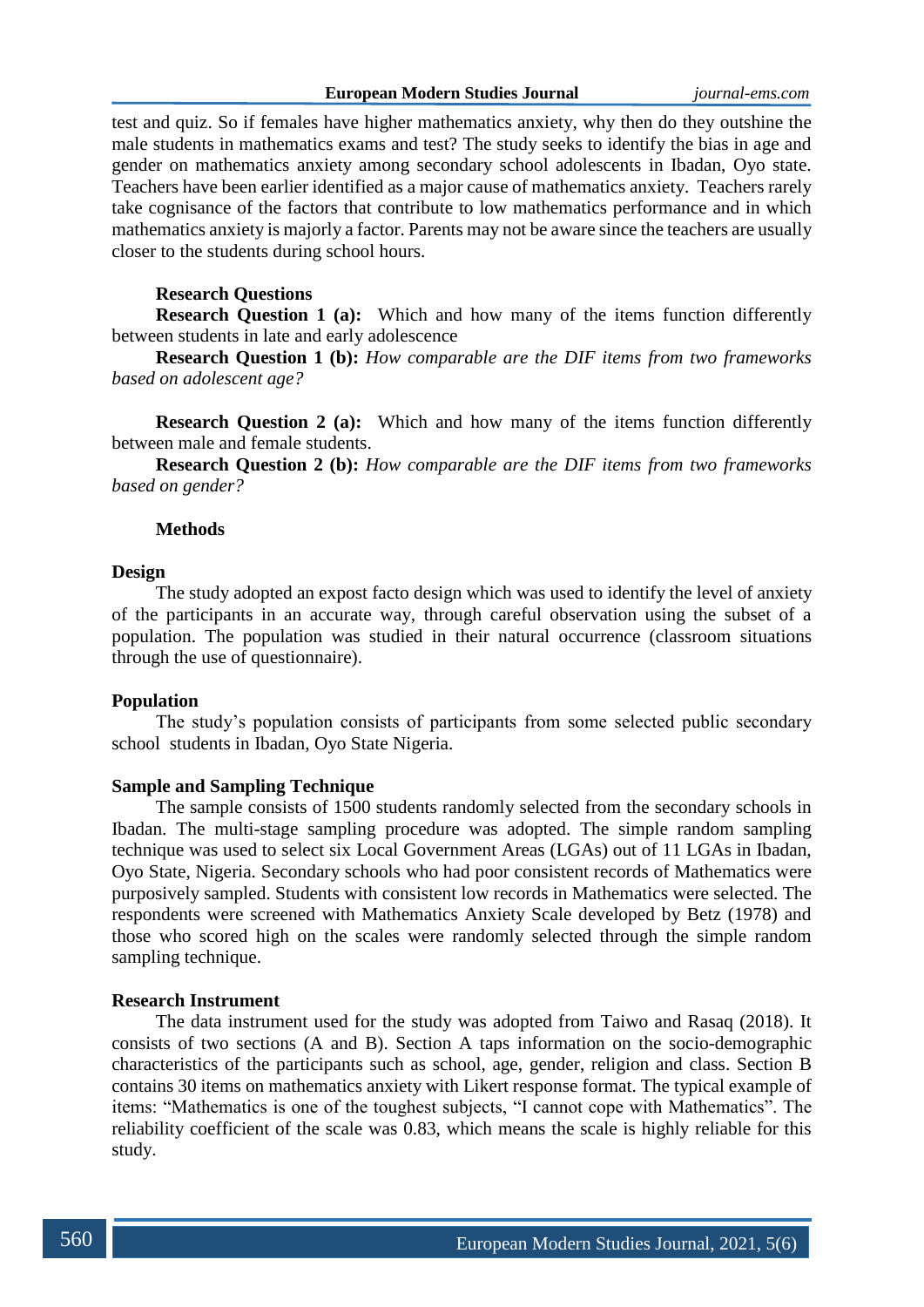test and quiz. So if females have higher mathematics anxiety, why then do they outshine the male students in mathematics exams and test? The study seeks to identify the bias in age and gender on mathematics anxiety among secondary school adolescents in Ibadan, Oyo state. Teachers have been earlier identified as a major cause of mathematics anxiety. Teachers rarely take cognisance of the factors that contribute to low mathematics performance and in which mathematics anxiety is majorly a factor. Parents may not be aware since the teachers are usually closer to the students during school hours.

**Research Questions**

**Research Question 1 (a):** Which and how many of the items function differently between students in late and early adolescence

**Research Question 1 (b):** *How comparable are the DIF items from two frameworks based on adolescent age?*

**Research Question 2 (a):** Which and how many of the items function differently between male and female students.

**Research Question 2 (b):** *How comparable are the DIF items from two frameworks based on gender?*

## Methods

### Design

The study adopted an expost facto design which was used to identify the level of anxiety of the participants in an accurate way, through careful observation using the subset of a population. The population was studied in their natural occurrence (classroom situations through the use of questionnaire).

### Population

The study's population consists of participants from some selected public secondary school students in Ibadan, Oyo State Nigeria.

### Sample and Sampling Technique

The sample consists of 1500 students randomly selected from the secondary schools in Ibadan. The multi-stage sampling procedure was adopted. The simple random sampling technique was used to select six Local Government Areas (LGAs) out of 11 LGAs in Ibadan, Oyo State, Nigeria. Secondary schools who had poor consistent records of Mathematics were purposively sampled. Students with consistent low records in Mathematics were selected. The respondents were screened with Mathematics Anxiety Scale developed by Betz (1978) and those who scored high on the scales were randomly selected through the simple random sampling technique.

### Research Instrument

The data instrument used for the study was adopted from Taiwo and Rasaq (2018). It consists of two sections (A and B). Section A taps information on the socio-demographic characteristics of the participants such as school, age, gender, religion and class. Section B contains 30 items on mathematics anxiety with Likert response format. The typical example of items: "Mathematics is one of the toughest subjects, "I cannot cope with Mathematics". The reliability coefficient of the scale was 0.83, which means the scale is highly reliable for this study.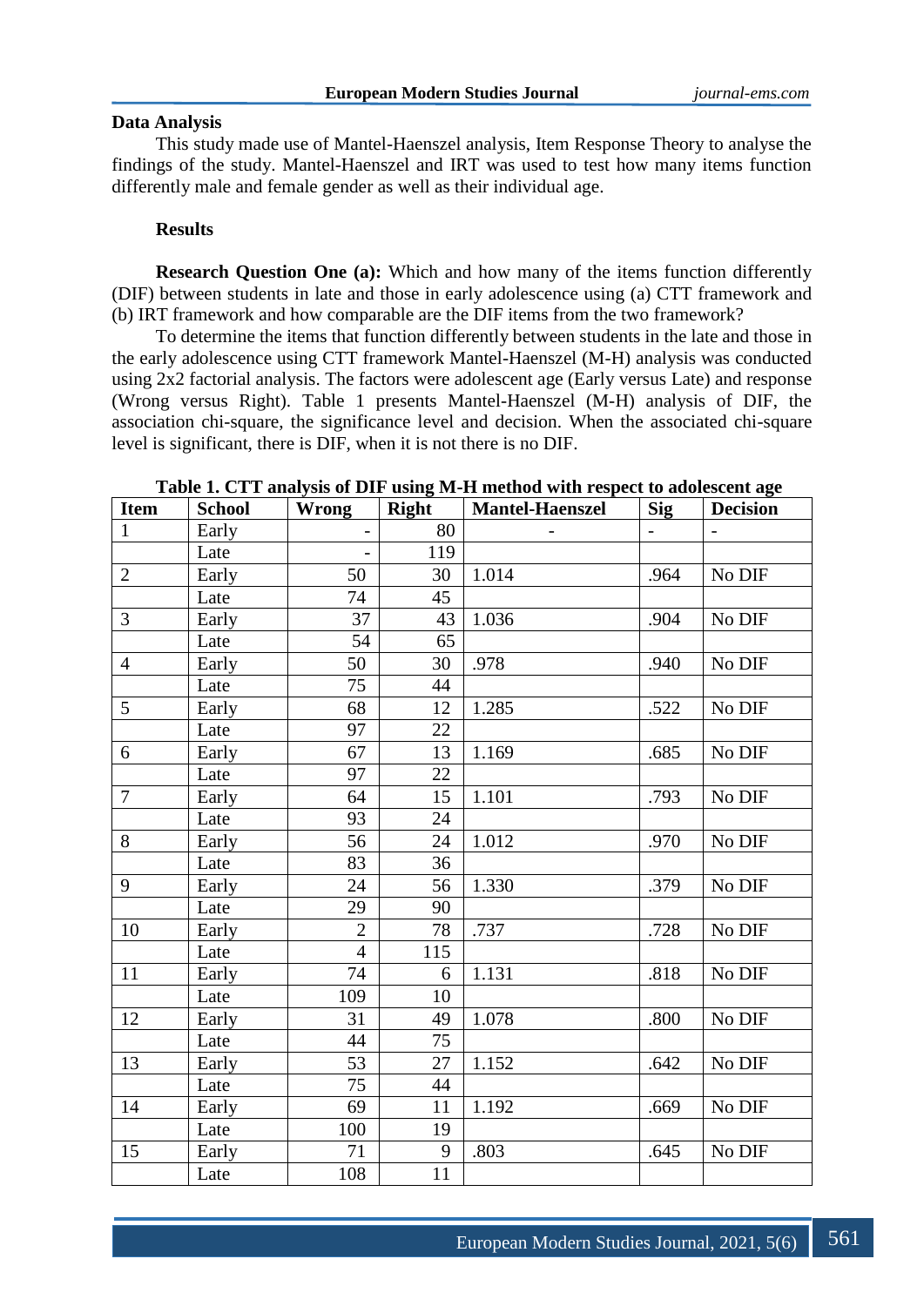## Data Analysis

This study made use of Mantel-Haenszel analysis, Item Response Theory to analyse the findings of the study. Mantel-Haenszel and IRT was used to test how many items function differently male and female gender as well as their individual age.

### Results

**Research Question One (a):** Which and how many of the items function differently (DIF) between students in late and those in early adolescence using (a) CTT framework and (b) IRT framework and how comparable are the DIF items from the two framework?

To determine the items that function differently between students in the late and those in the early adolescence using CTT framework Mantel-Haenszel (M-H) analysis was conducted using 2x2 factorial analysis. The factors were adolescent age (Early versus Late) and response (Wrong versus Right). Table 1 presents Mantel-Haenszel (M-H) analysis of DIF, the association chi-square, the significance level and decision. When the associated chi-square level is significant, there is DIF, when it is not there is no DIF.

**Table 1. CTT analysis of DIF using M-H method with respect to adolescent age**

| Item | School | Wrong | Right | Mantel-Haenszel | Sig | Decision |
|---|---|---|---|---|---|---|
| 1 | Early | - | 80 | - | - | - |
| | Late | - | 119 | | | |
| 2 | Early | 50 | 30 | 1.014 | .964 | No DIF |
| | Late | 74 | 45 | | | |
| 3 | Early | 37 | 43 | 1.036 | .904 | No DIF |
| | Late | 54 | 65 | | | |
| 4 | Early | 50 | 30 | .978 | .940 | No DIF |
| | Late | 75 | 44 | | | |
| 5 | Early | 68 | 12 | 1.285 | .522 | No DIF |
| | Late | 97 | 22 | | | |
| 6 | Early | 67 | 13 | 1.169 | .685 | No DIF |
| | Late | 97 | 22 | | | |
| 7 | Early | 64 | 15 | 1.101 | .793 | No DIF |
| | Late | 93 | 24 | | | |
| 8 | Early | 56 | 24 | 1.012 | .970 | No DIF |
| | Late | 83 | 36 | | | |
| 9 | Early | 24 | 56 | 1.330 | .379 | No DIF |
| | Late | 29 | 90 | | | |
| 10 | Early | 2 | 78 | .737 | .728 | No DIF |
| | Late | 4 | 115 | | | |
| 11 | Early | 74 | 6 | 1.131 | .818 | No DIF |
| | Late | 109 | 10 | | | |
| 12 | Early | 31 | 49 | 1.078 | .800 | No DIF |
| | Late | 44 | 75 | | | |
| 13 | Early | 53 | 27 | 1.152 | .642 | No DIF |
| | Late | 75 | 44 | | | |
| 14 | Early | 69 | 11 | 1.192 | .669 | No DIF |
| | Late | 100 | 19 | | | |
| 15 | Early | 71 | 9 | .803 | .645 | No DIF |
| | Late | 108 | 11 | | | |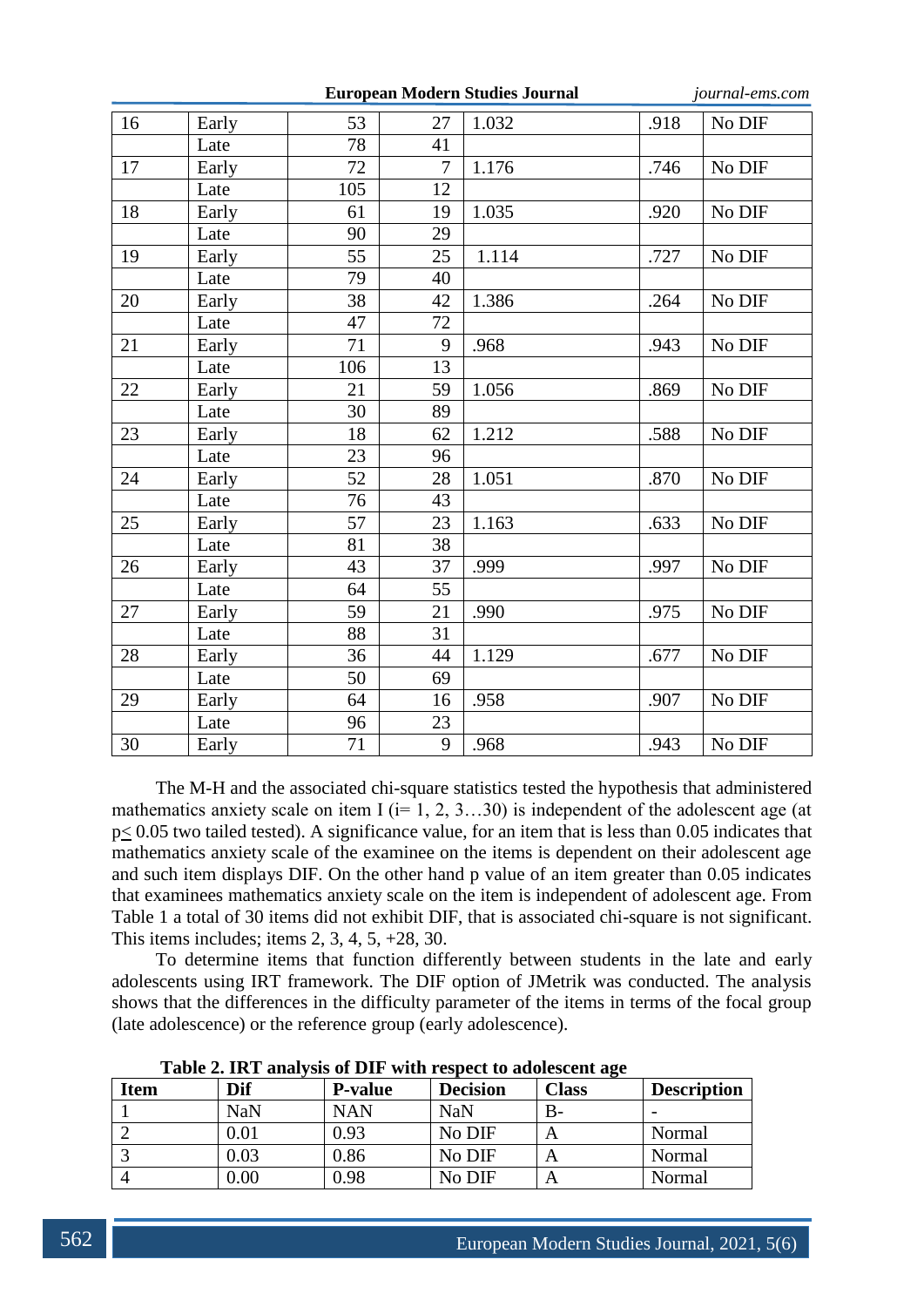| 16 | Early | 53 | 27 | 1.032 | .918 | No DIF |
|---|---|---|---|---|---|---|
| | Late | 78 | 41 | | | |
| 17 | Early | 72 | 7 | 1.176 | .746 | No DIF |
| | Late | 105 | 12 | | | |
| 18 | Early | 61 | 19 | 1.035 | .920 | No DIF |
| | Late | 90 | 29 | | | |
| 19 | Early | 55 | 25 | 1.114 | .727 | No DIF |
| | Late | 79 | 40 | | | |
| 20 | Early | 38 | 42 | 1.386 | .264 | No DIF |
| | Late | 47 | 72 | | | |
| 21 | Early | 71 | 9 | .968 | .943 | No DIF |
| | Late | 106 | 13 | | | |
| 22 | Early | 21 | 59 | 1.056 | .869 | No DIF |
| | Late | 30 | 89 | | | |
| 23 | Early | 18 | 62 | 1.212 | .588 | No DIF |
| | Late | 23 | 96 | | | |
| 24 | Early | 52 | 28 | 1.051 | .870 | No DIF |
| | Late | 76 | 43 | | | |
| 25 | Early | 57 | 23 | 1.163 | .633 | No DIF |
| | Late | 81 | 38 | | | |
| 26 | Early | 43 | 37 | .999 | .997 | No DIF |
| | Late | 64 | 55 | | | |
| 27 | Early | 59 | 21 | .990 | .975 | No DIF |
| | Late | 88 | 31 | | | |
| 28 | Early | 36 | 44 | 1.129 | .677 | No DIF |
| | Late | 50 | 69 | | | |
| 29 | Early | 64 | 16 | .958 | .907 | No DIF |
| | Late | 96 | 23 | | | |
| 30 | Early | 71 | 9 | .968 | .943 | No DIF |

The M-H and the associated chi-square statistics tested the hypothesis that administered mathematics anxiety scale on item I (i= 1, 2, 3…30) is independent of the adolescent age (at $p \leq 0.05$ two tailed tested). A significance value, for an item that is less than 0.05 indicates that mathematics anxiety scale of the examinee on the items is dependent on their adolescent age and such item displays DIF. On the other hand p value of an item greater than 0.05 indicates that examinees mathematics anxiety scale on the item is independent of adolescent age. From Table 1 a total of 30 items did not exhibit DIF, that is associated chi-square is not significant. This items includes; items 2, 3, 4, 5, +28, 30.

To determine items that function differently between students in the late and early adolescents using IRT framework. The DIF option of JMetrik was conducted. The analysis shows that the differences in the difficulty parameter of the items in terms of the focal group (late adolescence) or the reference group (early adolescence).

**Table 2. IRT analysis of DIF with respect to adolescent age**

| Item | Dif | P-value | Decision | Class | Description |
|---|---|---|---|---|---|
| 1 | NaN | NAN | NaN | B- | - |
| 2 | 0.01 | 0.93 | No DIF | A | Normal |
| 3 | 0.03 | 0.86 | No DIF | A | Normal |
| 4 | 0.00 | 0.98 | No DIF | A | Normal |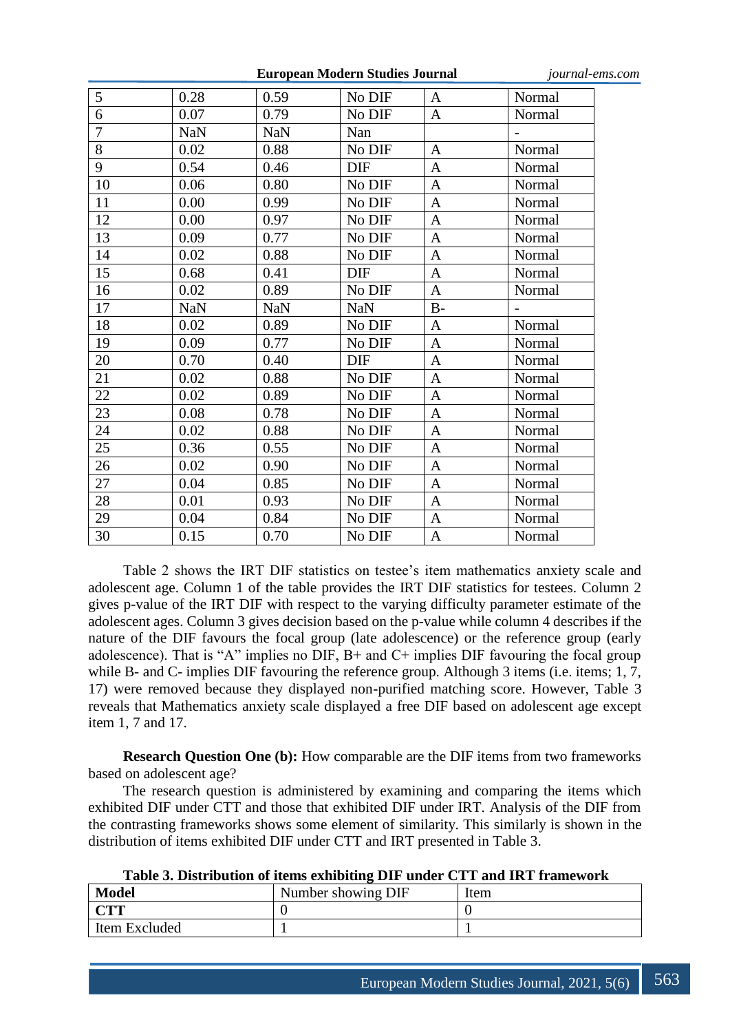| 5 | 0.28 | 0.59 | No DIF | A | Normal |
|---|---|---|---|---|---|
| 6 | 0.07 | 0.79 | No DIF | A | Normal |
| 7 | NaN | NaN | Nan | | - |
| 8 | 0.02 | 0.88 | No DIF | A | Normal |
| 9 | 0.54 | 0.46 | DIF | A | Normal |
| 10 | 0.06 | 0.80 | No DIF | A | Normal |
| 11 | 0.00 | 0.99 | No DIF | A | Normal |
| 12 | 0.00 | 0.97 | No DIF | A | Normal |
| 13 | 0.09 | 0.77 | No DIF | A | Normal |
| 14 | 0.02 | 0.88 | No DIF | A | Normal |
| 15 | 0.68 | 0.41 | DIF | A | Normal |
| 16 | 0.02 | 0.89 | No DIF | A | Normal |
| 17 | NaN | NaN | NaN | B- | - |
| 18 | 0.02 | 0.89 | No DIF | A | Normal |
| 19 | 0.09 | 0.77 | No DIF | A | Normal |
| 20 | 0.70 | 0.40 | DIF | A | Normal |
| 21 | 0.02 | 0.88 | No DIF | A | Normal |
| 22 | 0.02 | 0.89 | No DIF | A | Normal |
| 23 | 0.08 | 0.78 | No DIF | A | Normal |
| 24 | 0.02 | 0.88 | No DIF | A | Normal |
| 25 | 0.36 | 0.55 | No DIF | A | Normal |
| 26 | 0.02 | 0.90 | No DIF | A | Normal |
| 27 | 0.04 | 0.85 | No DIF | A | Normal |
| 28 | 0.01 | 0.93 | No DIF | A | Normal |
| 29 | 0.04 | 0.84 | No DIF | A | Normal |
| 30 | 0.15 | 0.70 | No DIF | A | Normal |

Table 2 shows the IRT DIF statistics on testee's item mathematics anxiety scale and adolescent age. Column 1 of the table provides the IRT DIF statistics for testees. Column 2 gives p-value of the IRT DIF with respect to the varying difficulty parameter estimate of the adolescent ages. Column 3 gives decision based on the p-value while column 4 describes if the nature of the DIF favours the focal group (late adolescence) or the reference group (early adolescence). That is "A" implies no DIF, B+ and C+ implies DIF favouring the focal group while B- and C- implies DIF favouring the reference group. Although 3 items (i.e. items; 1, 7, 17) were removed because they displayed non-purified matching score. However, Table 3 reveals that Mathematics anxiety scale displayed a free DIF based on adolescent age except item 1, 7 and 17.

**Research Question One (b):** How comparable are the DIF items from two frameworks based on adolescent age?

The research question is administered by examining and comparing the items which exhibited DIF under CTT and those that exhibited DIF under IRT. Analysis of the DIF from the contrasting frameworks shows some element of similarity. This similarly is shown in the distribution of items exhibited DIF under CTT and IRT presented in Table 3.

**Table 3. Distribution of items exhibiting DIF under CTT and IRT framework**

| **Model** | Number showing DIF | Item |
|---|---|---|
| **CTT** | 0 | 0 |
| Item Excluded | 1 | 1 |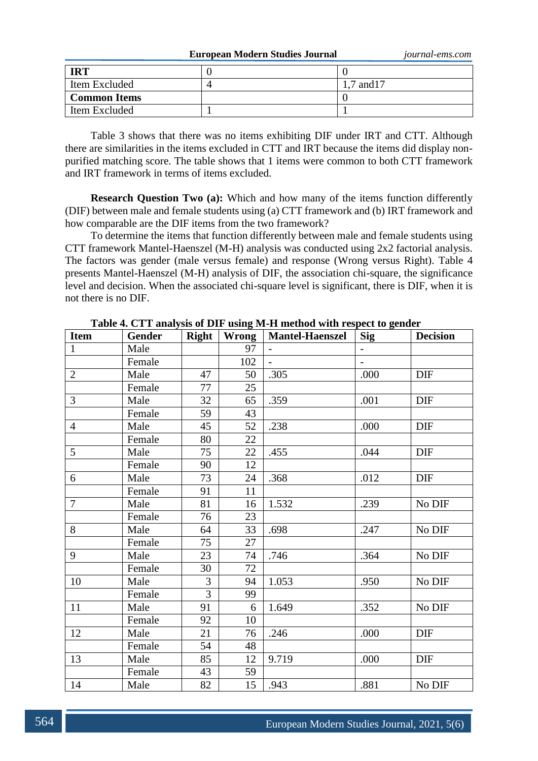| IRT | 0 | 0 |
|---|---|---|
| Item Excluded | 4 | 1,7 and17 |
| **Common Items** | | 0 |
| Item Excluded | 1 | 1 |

Table 3 shows that there was no items exhibiting DIF under IRT and CTT. Although there are similarities in the items excluded in CTT and IRT because the items did display non-purified matching score. The table shows that 1 items were common to both CTT framework and IRT framework in terms of items excluded.

**Research Question Two (a):** Which and how many of the items function differently (DIF) between male and female students using (a) CTT framework and (b) IRT framework and how comparable are the DIF items from the two framework?

To determine the items that function differently between male and female students using CTT framework Mantel-Haenszel (M-H) analysis was conducted using 2x2 factorial analysis. The factors was gender (male versus female) and response (Wrong versus Right). Table 4 presents Mantel-Haenszel (M-H) analysis of DIF, the association chi-square, the significance level and decision. When the associated chi-square level is significant, there is DIF, when it is not there is no DIF.

**Table 4. CTT analysis of DIF using M-H method with respect to gender**

| Item | Gender | Right | Wrong | Mantel-Haenszel | Sig | Decision |
|---|---|---|---|---|---|---|
| 1 | Male | | 97 | - | - | |
| | Female | | 102 | - | - | |
| 2 | Male | 47 | 50 | .305 | .000 | DIF |
| | Female | 77 | 25 | | | |
| 3 | Male | 32 | 65 | .359 | .001 | DIF |
| | Female | 59 | 43 | | | |
| 4 | Male | 45 | 52 | .238 | .000 | DIF |
| | Female | 80 | 22 | | | |
| 5 | Male | 75 | 22 | .455 | .044 | DIF |
| | Female | 90 | 12 | | | |
| 6 | Male | 73 | 24 | .368 | .012 | DIF |
| | Female | 91 | 11 | | | |
| 7 | Male | 81 | 16 | 1.532 | .239 | No DIF |
| | Female | 76 | 23 | | | |
| 8 | Male | 64 | 33 | .698 | .247 | No DIF |
| | Female | 75 | 27 | | | |
| 9 | Male | 23 | 74 | .746 | .364 | No DIF |
| | Female | 30 | 72 | | | |
| 10 | Male | 3 | 94 | 1.053 | .950 | No DIF |
| | Female | 3 | 99 | | | |
| 11 | Male | 91 | 6 | 1.649 | .352 | No DIF |
| | Female | 92 | 10 | | | |
| 12 | Male | 21 | 76 | .246 | .000 | DIF |
| | Female | 54 | 48 | | | |
| 13 | Male | 85 | 12 | 9.719 | .000 | DIF |
| | Female | 43 | 59 | | | |
| 14 | Male | 82 | 15 | .943 | .881 | No DIF |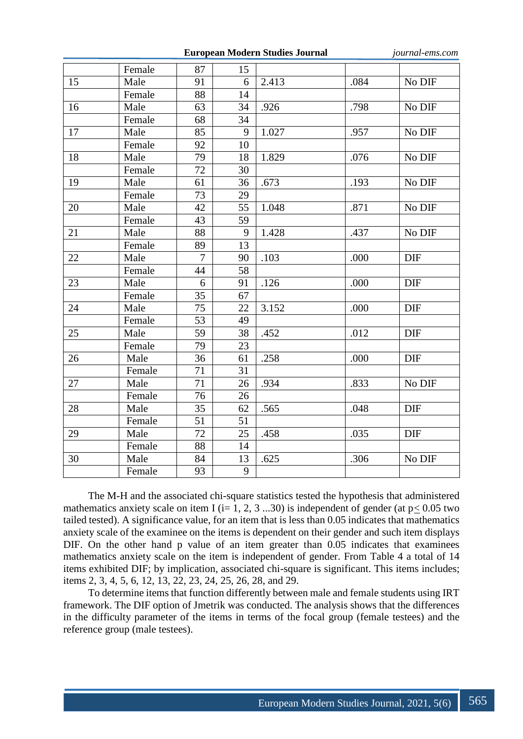|  |  |  |  |  |  |  |
|---|---|---|---|---|---|---|
|  | Female | 87 | 15 |  |  |  |
| 15 | Male | 91 | 6 | 2.413 | .084 | No DIF |
|  | Female | 88 | 14 |  |  |  |
| 16 | Male | 63 | 34 | .926 | .798 | No DIF |
|  | Female | 68 | 34 |  |  |  |
| 17 | Male | 85 | 9 | 1.027 | .957 | No DIF |
|  | Female | 92 | 10 |  |  |  |
| 18 | Male | 79 | 18 | 1.829 | .076 | No DIF |
|  | Female | 72 | 30 |  |  |  |
| 19 | Male | 61 | 36 | .673 | .193 | No DIF |
|  | Female | 73 | 29 |  |  |  |
| 20 | Male | 42 | 55 | 1.048 | .871 | No DIF |
|  | Female | 43 | 59 |  |  |  |
| 21 | Male | 88 | 9 | 1.428 | .437 | No DIF |
|  | Female | 89 | 13 |  |  |  |
| 22 | Male | 7 | 90 | .103 | .000 | DIF |
|  | Female | 44 | 58 |  |  |  |
| 23 | Male | 6 | 91 | .126 | .000 | DIF |
|  | Female | 35 | 67 |  |  |  |
| 24 | Male | 75 | 22 | 3.152 | .000 | DIF |
|  | Female | 53 | 49 |  |  |  |
| 25 | Male | 59 | 38 | .452 | .012 | DIF |
|  | Female | 79 | 23 |  |  |  |
| 26 | Male | 36 | 61 | .258 | .000 | DIF |
|  | Female | 71 | 31 |  |  |  |
| 27 | Male | 71 | 26 | .934 | .833 | No DIF |
|  | Female | 76 | 26 |  |  |  |
| 28 | Male | 35 | 62 | .565 | .048 | DIF |
|  | Female | 51 | 51 |  |  |  |
| 29 | Male | 72 | 25 | .458 | .035 | DIF |
|  | Female | 88 | 14 |  |  |  |
| 30 | Male | 84 | 13 | .625 | .306 | No DIF |
|  | Female | 93 | 9 |  |  |  |

The M-H and the associated chi-square statistics tested the hypothesis that administered mathematics anxiety scale on item I (i= 1, 2, 3 ...30) is independent of gender (at $p \leq 0.05$ two tailed tested). A significance value, for an item that is less than 0.05 indicates that mathematics anxiety scale of the examinee on the items is dependent on their gender and such item displays DIF. On the other hand p value of an item greater than 0.05 indicates that examinees mathematics anxiety scale on the item is independent of gender. From Table 4 a total of 14 items exhibited DIF; by implication, associated chi-square is significant. This items includes; items 2, 3, 4, 5, 6, 12, 13, 22, 23, 24, 25, 26, 28, and 29.

To determine items that function differently between male and female students using IRT framework. The DIF option of Jmetrik was conducted. The analysis shows that the differences in the difficulty parameter of the items in terms of the focal group (female testees) and the reference group (male testees).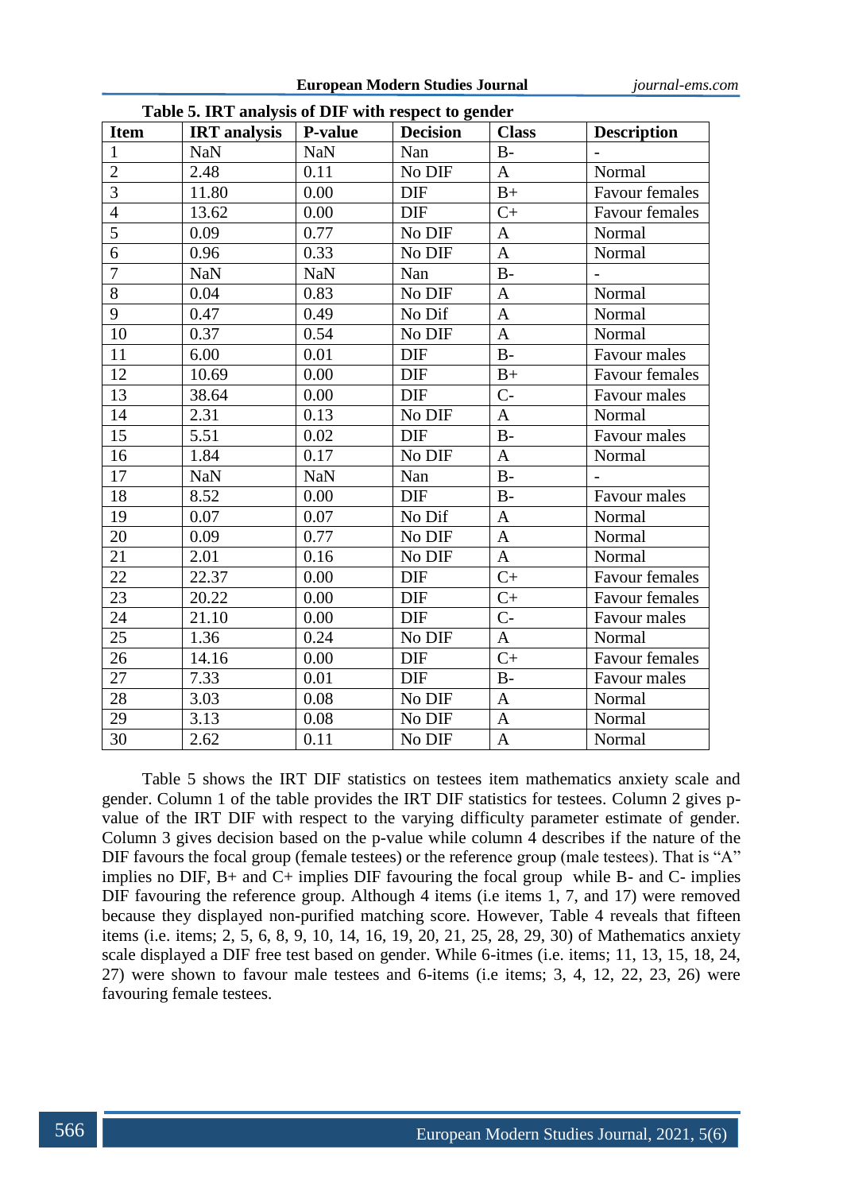**Table 5. IRT analysis of DIF with respect to gender**

| Item | IRT analysis | P-value | Decision | Class | Description |
|---|---|---|---|---|---|
| 1 | NaN | NaN | Nan | B- | - |
| 2 | 2.48 | 0.11 | No DIF | A | Normal |
| 3 | 11.80 | 0.00 | DIF | B+ | Favour females |
| 4 | 13.62 | 0.00 | DIF | C+ | Favour females |
| 5 | 0.09 | 0.77 | No DIF | A | Normal |
| 6 | 0.96 | 0.33 | No DIF | A | Normal |
| 7 | NaN | NaN | Nan | B- | - |
| 8 | 0.04 | 0.83 | No DIF | A | Normal |
| 9 | 0.47 | 0.49 | No Dif | A | Normal |
| 10 | 0.37 | 0.54 | No DIF | A | Normal |
| 11 | 6.00 | 0.01 | DIF | B- | Favour males |
| 12 | 10.69 | 0.00 | DIF | B+ | Favour females |
| 13 | 38.64 | 0.00 | DIF | C- | Favour males |
| 14 | 2.31 | 0.13 | No DIF | A | Normal |
| 15 | 5.51 | 0.02 | DIF | B- | Favour males |
| 16 | 1.84 | 0.17 | No DIF | A | Normal |
| 17 | NaN | NaN | Nan | B- | - |
| 18 | 8.52 | 0.00 | DIF | B- | Favour males |
| 19 | 0.07 | 0.07 | No Dif | A | Normal |
| 20 | 0.09 | 0.77 | No DIF | A | Normal |
| 21 | 2.01 | 0.16 | No DIF | A | Normal |
| 22 | 22.37 | 0.00 | DIF | C+ | Favour females |
| 23 | 20.22 | 0.00 | DIF | C+ | Favour females |
| 24 | 21.10 | 0.00 | DIF | C- | Favour males |
| 25 | 1.36 | 0.24 | No DIF | A | Normal |
| 26 | 14.16 | 0.00 | DIF | C+ | Favour females |
| 27 | 7.33 | 0.01 | DIF | B- | Favour males |
| 28 | 3.03 | 0.08 | No DIF | A | Normal |
| 29 | 3.13 | 0.08 | No DIF | A | Normal |
| 30 | 2.62 | 0.11 | No DIF | A | Normal |

Table 5 shows the IRT DIF statistics on testees item mathematics anxiety scale and gender. Column 1 of the table provides the IRT DIF statistics for testees. Column 2 gives p-value of the IRT DIF with respect to the varying difficulty parameter estimate of gender. Column 3 gives decision based on the p-value while column 4 describes if the nature of the DIF favours the focal group (female testees) or the reference group (male testees). That is “A” implies no DIF, B+ and C+ implies DIF favouring the focal group while B- and C- implies DIF favouring the reference group. Although 4 items (i.e items 1, 7, and 17) were removed because they displayed non-purified matching score. However, Table 4 reveals that fifteen items (i.e. items; 2, 5, 6, 8, 9, 10, 14, 16, 19, 20, 21, 25, 28, 29, 30) of Mathematics anxiety scale displayed a DIF free test based on gender. While 6-itmes (i.e. items; 11, 13, 15, 18, 24, 27) were shown to favour male testees and 6-items (i.e items; 3, 4, 12, 22, 23, 26) were favouring female testees.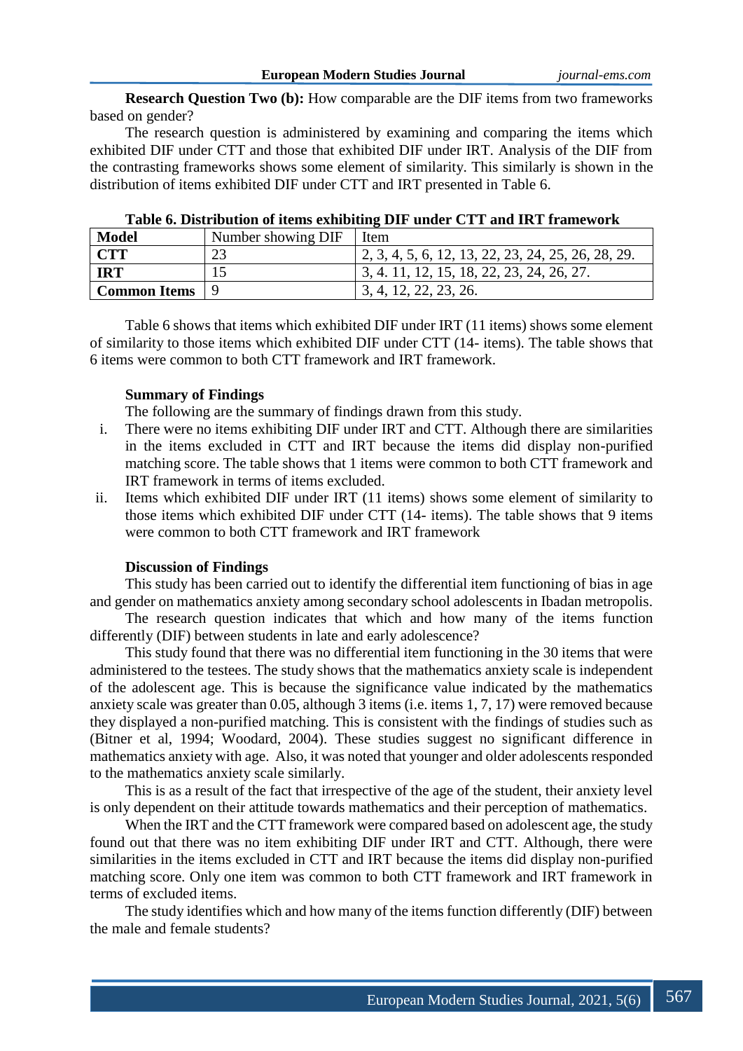**Research Question Two (b):** How comparable are the DIF items from two frameworks based on gender?

The research question is administered by examining and comparing the items which exhibited DIF under CTT and those that exhibited DIF under IRT. Analysis of the DIF from the contrasting frameworks shows some element of similarity. This similarly is shown in the distribution of items exhibited DIF under CTT and IRT presented in Table 6.

**Table 6. Distribution of items exhibiting DIF under CTT and IRT framework**

| **Model** | Number showing DIF | Item |
|---|---|---|
| **CTT** | 23 | 2, 3, 4, 5, 6, 12, 13, 22, 23, 24, 25, 26, 28, 29. |
| **IRT** | 15 | 3, 4. 11, 12, 15, 18, 22, 23, 24, 26, 27. |
| **Common Items** | 9 | 3, 4, 12, 22, 23, 26. |

Table 6 shows that items which exhibited DIF under IRT (11 items) shows some element of similarity to those items which exhibited DIF under CTT (14- items). The table shows that 6 items were common to both CTT framework and IRT framework.

**Summary of Findings**

The following are the summary of findings drawn from this study.

i. There were no items exhibiting DIF under IRT and CTT. Although there are similarities in the items excluded in CTT and IRT because the items did display non-purified matching score. The table shows that 1 items were common to both CTT framework and IRT framework in terms of items excluded.

ii. Items which exhibited DIF under IRT (11 items) shows some element of similarity to those items which exhibited DIF under CTT (14- items). The table shows that 9 items were common to both CTT framework and IRT framework

**Discussion of Findings**

This study has been carried out to identify the differential item functioning of bias in age and gender on mathematics anxiety among secondary school adolescents in Ibadan metropolis.

The research question indicates that which and how many of the items function differently (DIF) between students in late and early adolescence?

This study found that there was no differential item functioning in the 30 items that were administered to the testees. The study shows that the mathematics anxiety scale is independent of the adolescent age. This is because the significance value indicated by the mathematics anxiety scale was greater than 0.05, although 3 items (i.e. items 1, 7, 17) were removed because they displayed a non-purified matching. This is consistent with the findings of studies such as (Bitner et al, 1994; Woodard, 2004). These studies suggest no significant difference in mathematics anxiety with age. Also, it was noted that younger and older adolescents responded to the mathematics anxiety scale similarly.

This is as a result of the fact that irrespective of the age of the student, their anxiety level is only dependent on their attitude towards mathematics and their perception of mathematics.

When the IRT and the CTT framework were compared based on adolescent age, the study found out that there was no item exhibiting DIF under IRT and CTT. Although, there were similarities in the items excluded in CTT and IRT because the items did display non-purified matching score. Only one item was common to both CTT framework and IRT framework in terms of excluded items.

The study identifies which and how many of the items function differently (DIF) between the male and female students?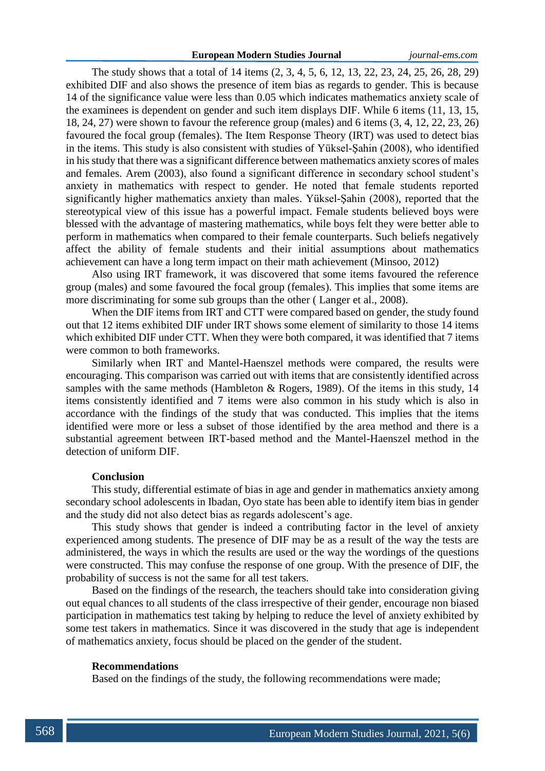The study shows that a total of 14 items (2, 3, 4, 5, 6, 12, 13, 22, 23, 24, 25, 26, 28, 29) exhibited DIF and also shows the presence of item bias as regards to gender. This is because 14 of the significance value were less than 0.05 which indicates mathematics anxiety scale of the examinees is dependent on gender and such item displays DIF. While 6 items (11, 13, 15, 18, 24, 27) were shown to favour the reference group (males) and 6 items (3, 4, 12, 22, 23, 26) favoured the focal group (females). The Item Response Theory (IRT) was used to detect bias in the items. This study is also consistent with studies of Yüksel-Şahin (2008), who identified in his study that there was a significant difference between mathematics anxiety scores of males and females. Arem (2003), also found a significant difference in secondary school student's anxiety in mathematics with respect to gender. He noted that female students reported significantly higher mathematics anxiety than males. Yüksel-Şahin (2008), reported that the stereotypical view of this issue has a powerful impact. Female students believed boys were blessed with the advantage of mastering mathematics, while boys felt they were better able to perform in mathematics when compared to their female counterparts. Such beliefs negatively affect the ability of female students and their initial assumptions about mathematics achievement can have a long term impact on their math achievement (Minsoo, 2012)

Also using IRT framework, it was discovered that some items favoured the reference group (males) and some favoured the focal group (females). This implies that some items are more discriminating for some sub groups than the other ( Langer et al., 2008).

When the DIF items from IRT and CTT were compared based on gender, the study found out that 12 items exhibited DIF under IRT shows some element of similarity to those 14 items which exhibited DIF under CTT. When they were both compared, it was identified that 7 items were common to both frameworks.

Similarly when IRT and Mantel-Haenszel methods were compared, the results were encouraging. This comparison was carried out with items that are consistently identified across samples with the same methods (Hambleton & Rogers, 1989). Of the items in this study, 14 items consistently identified and 7 items were also common in his study which is also in accordance with the findings of the study that was conducted. This implies that the items identified were more or less a subset of those identified by the area method and there is a substantial agreement between IRT-based method and the Mantel-Haenszel method in the detection of uniform DIF.

## Conclusion

This study, differential estimate of bias in age and gender in mathematics anxiety among secondary school adolescents in Ibadan, Oyo state has been able to identify item bias in gender and the study did not also detect bias as regards adolescent's age.

This study shows that gender is indeed a contributing factor in the level of anxiety experienced among students. The presence of DIF may be as a result of the way the tests are administered, the ways in which the results are used or the way the wordings of the questions were constructed. This may confuse the response of one group. With the presence of DIF, the probability of success is not the same for all test takers.

Based on the findings of the research, the teachers should take into consideration giving out equal chances to all students of the class irrespective of their gender, encourage non biased participation in mathematics test taking by helping to reduce the level of anxiety exhibited by some test takers in mathematics. Since it was discovered in the study that age is independent of mathematics anxiety, focus should be placed on the gender of the student.

## Recommendations

Based on the findings of the study, the following recommendations were made;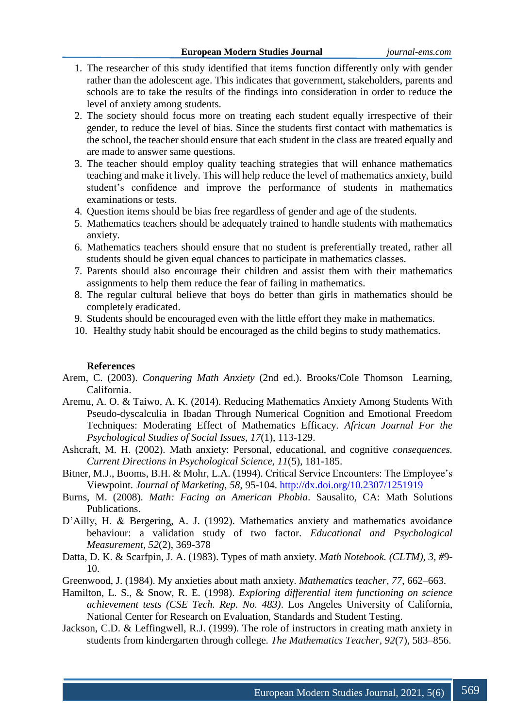1. The researcher of this study identified that items function differently only with gender rather than the adolescent age. This indicates that government, stakeholders, parents and schools are to take the results of the findings into consideration in order to reduce the level of anxiety among students.
2. The society should focus more on treating each student equally irrespective of their gender, to reduce the level of bias. Since the students first contact with mathematics is the school, the teacher should ensure that each student in the class are treated equally and are made to answer same questions.
3. The teacher should employ quality teaching strategies that will enhance mathematics teaching and make it lively. This will help reduce the level of mathematics anxiety, build student's confidence and improve the performance of students in mathematics examinations or tests.
4. Question items should be bias free regardless of gender and age of the students.
5. Mathematics teachers should be adequately trained to handle students with mathematics anxiety.
6. Mathematics teachers should ensure that no student is preferentially treated, rather all students should be given equal chances to participate in mathematics classes.
7. Parents should also encourage their children and assist them with their mathematics assignments to help them reduce the fear of failing in mathematics.
8. The regular cultural believe that boys do better than girls in mathematics should be completely eradicated.
9. Students should be encouraged even with the little effort they make in mathematics.
10. Healthy study habit should be encouraged as the child begins to study mathematics.

## References

Arem, C. (2003). *Conquering Math Anxiety* (2nd ed.). Brooks/Cole Thomson Learning, California.

Aremu, A. O. & Taiwo, A. K. (2014). Reducing Mathematics Anxiety Among Students With Pseudo-dyscalculia in Ibadan Through Numerical Cognition and Emotional Freedom Techniques: Moderating Effect of Mathematics Efficacy. *African Journal For the Psychological Studies of Social Issues, 17*(1), 113-129.

Ashcraft, M. H. (2002). Math anxiety: Personal, educational, and cognitive *consequences. Current Directions in Psychological Science, 11*(5), 181-185.

Bitner, M.J., Booms, B.H. & Mohr, L.A. (1994). Critical Service Encounters: The Employee's Viewpoint. *Journal of Marketing, 58*, 95-104. http://dx.doi.org/10.2307/1251919

Burns, M. (2008). *Math: Facing an American Phobia*. Sausalito, CA: Math Solutions Publications.

D'Ailly, H. & Bergering, A. J. (1992). Mathematics anxiety and mathematics avoidance behaviour: a validation study of two factor. *Educational and Psychological Measurement, 52*(2), 369-378

Datta, D. K. & Scarfpin, J. A. (1983). Types of math anxiety. *Math Notebook. (CLTM), 3*, #9-10.

Greenwood, J. (1984). My anxieties about math anxiety. *Mathematics teacher, 77*, 662–663.

Hamilton, L. S., & Snow, R. E. (1998). *Exploring differential item functioning on science achievement tests (CSE Tech. Rep. No. 483)*. Los Angeles University of California, National Center for Research on Evaluation, Standards and Student Testing.

Jackson, C.D. & Leffingwell, R.J. (1999). The role of instructors in creating math anxiety in students from kindergarten through college. *The Mathematics Teacher, 92*(7), 583–856.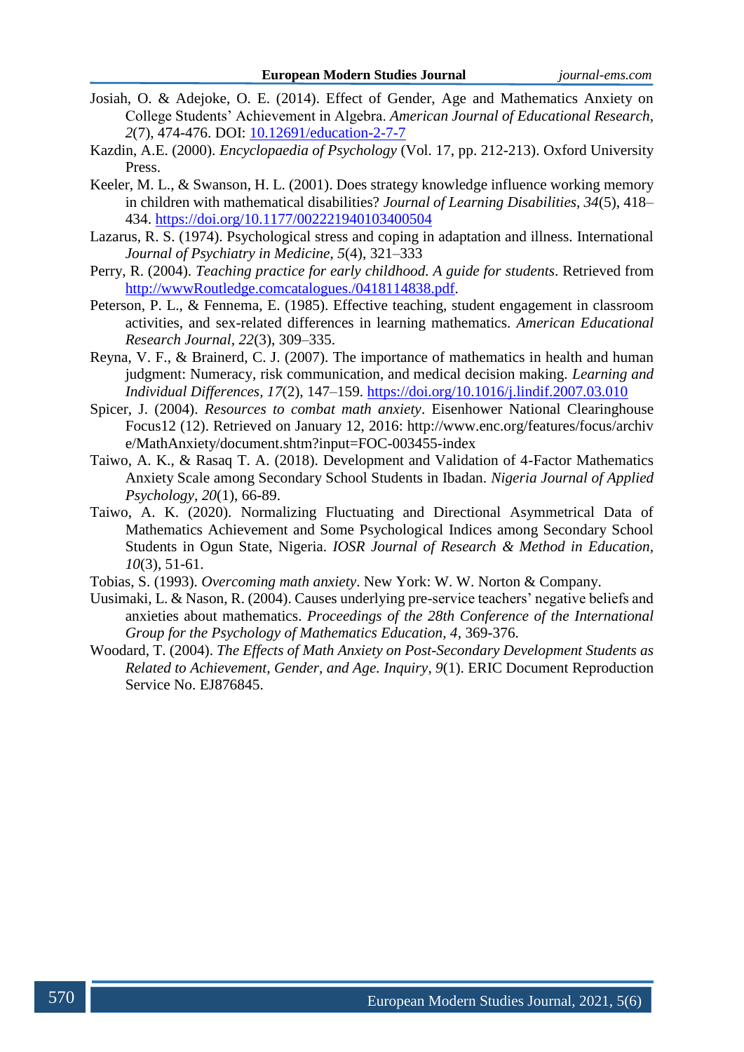Josiah, O. & Adejoke, O. E. (2014). Effect of Gender, Age and Mathematics Anxiety on College Students' Achievement in Algebra. *American Journal of Educational Research, 2*(7), 474-476. DOI: 10.12691/education-2-7-7

Kazdin, A.E. (2000). *Encyclopaedia of Psychology* (Vol. 17, pp. 212-213). Oxford University Press.

Keeler, M. L., & Swanson, H. L. (2001). Does strategy knowledge influence working memory in children with mathematical disabilities? *Journal of Learning Disabilities, 34*(5), 418–434. https://doi.org/10.1177/002221940103400504

Lazarus, R. S. (1974). Psychological stress and coping in adaptation and illness. International *Journal of Psychiatry in Medicine*, *5*(4), 321–333

Perry, R. (2004). *Teaching practice for early childhood. A guide for students*. Retrieved from http://wwwRoutledge.comcatalogues./0418114838.pdf.

Peterson, P. L., & Fennema, E. (1985). Effective teaching, student engagement in classroom activities, and sex-related differences in learning mathematics. *American Educational Research Journal*, *22*(3), 309–335.

Reyna, V. F., & Brainerd, C. J. (2007). The importance of mathematics in health and human judgment: Numeracy, risk communication, and medical decision making. *Learning and Individual Differences, 17*(2), 147–159. https://doi.org/10.1016/j.lindif.2007.03.010

Spicer, J. (2004). *Resources to combat math anxiety*. Eisenhower National Clearinghouse Focus12 (12). Retrieved on January 12, 2016: http://www.enc.org/features/focus/archive/MathAnxiety/document.shtm?input=FOC-003455-index

Taiwo, A. K., & Rasaq T. A. (2018). Development and Validation of 4-Factor Mathematics Anxiety Scale among Secondary School Students in Ibadan. *Nigeria Journal of Applied Psychology, 20*(1), 66-89.

Taiwo, A. K. (2020). Normalizing Fluctuating and Directional Asymmetrical Data of Mathematics Achievement and Some Psychological Indices among Secondary School Students in Ogun State, Nigeria. *IOSR Journal of Research & Method in Education, 10*(3), 51-61.

Tobias, S. (1993). *Overcoming math anxiety*. New York: W. W. Norton & Company.

Uusimaki, L. & Nason, R. (2004). Causes underlying pre-service teachers' negative beliefs and anxieties about mathematics. *Proceedings of the 28th Conference of the International Group for the Psychology of Mathematics Education, 4*, 369-376.

Woodard, T. (2004). *The Effects of Math Anxiety on Post-Secondary Development Students as Related to Achievement, Gender, and Age. Inquiry, 9*(1). ERIC Document Reproduction Service No. EJ876845.